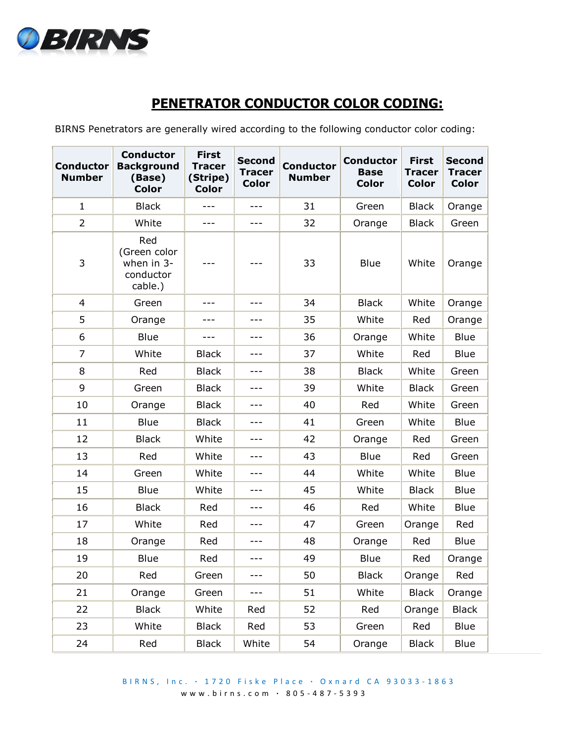## PENETRATOR CONDUCTOR COLOR CODING:

BIRNS Penetrators are generally wired according to the following conductor color coding:

| Conductor Number | Conductor Background (Base) Color | First Tracer (Stripe) Color | Second Tracer Color | Conductor Number | Conductor Base Color | First Tracer Color | Second Tracer Color |
|---|---|---|---|---|---|---|---|
| 1 | Black | --- | --- | 31 | Green | Black | Orange |
| 2 | White | --- | --- | 32 | Orange | Black | Green |
| 3 | Red (Green color when in 3-conductor cable.) | --- | --- | 33 | Blue | White | Orange |
| 4 | Green | --- | --- | 34 | Black | White | Orange |
| 5 | Orange | --- | --- | 35 | White | Red | Orange |
| 6 | Blue | --- | --- | 36 | Orange | White | Blue |
| 7 | White | Black | --- | 37 | White | Red | Blue |
| 8 | Red | Black | --- | 38 | Black | White | Green |
| 9 | Green | Black | --- | 39 | White | Black | Green |
| 10 | Orange | Black | --- | 40 | Red | White | Green |
| 11 | Blue | Black | --- | 41 | Green | White | Blue |
| 12 | Black | White | --- | 42 | Orange | Red | Green |
| 13 | Red | White | --- | 43 | Blue | Red | Green |
| 14 | Green | White | --- | 44 | White | White | Blue |
| 15 | Blue | White | --- | 45 | White | Black | Blue |
| 16 | Black | Red | --- | 46 | Red | White | Blue |
| 17 | White | Red | --- | 47 | Green | Orange | Red |
| 18 | Orange | Red | --- | 48 | Orange | Red | Blue |
| 19 | Blue | Red | --- | 49 | Blue | Red | Orange |
| 20 | Red | Green | --- | 50 | Black | Orange | Red |
| 21 | Orange | Green | --- | 51 | White | Black | Orange |
| 22 | Black | White | Red | 52 | Red | Orange | Black |
| 23 | White | Black | Red | 53 | Green | Red | Blue |
| 24 | Red | Black | White | 54 | Orange | Black | Blue |

BIRNS, Inc. · 1720 Fiske Place · Oxnard CA 93033-1863
www.birns.com · 805-487-5393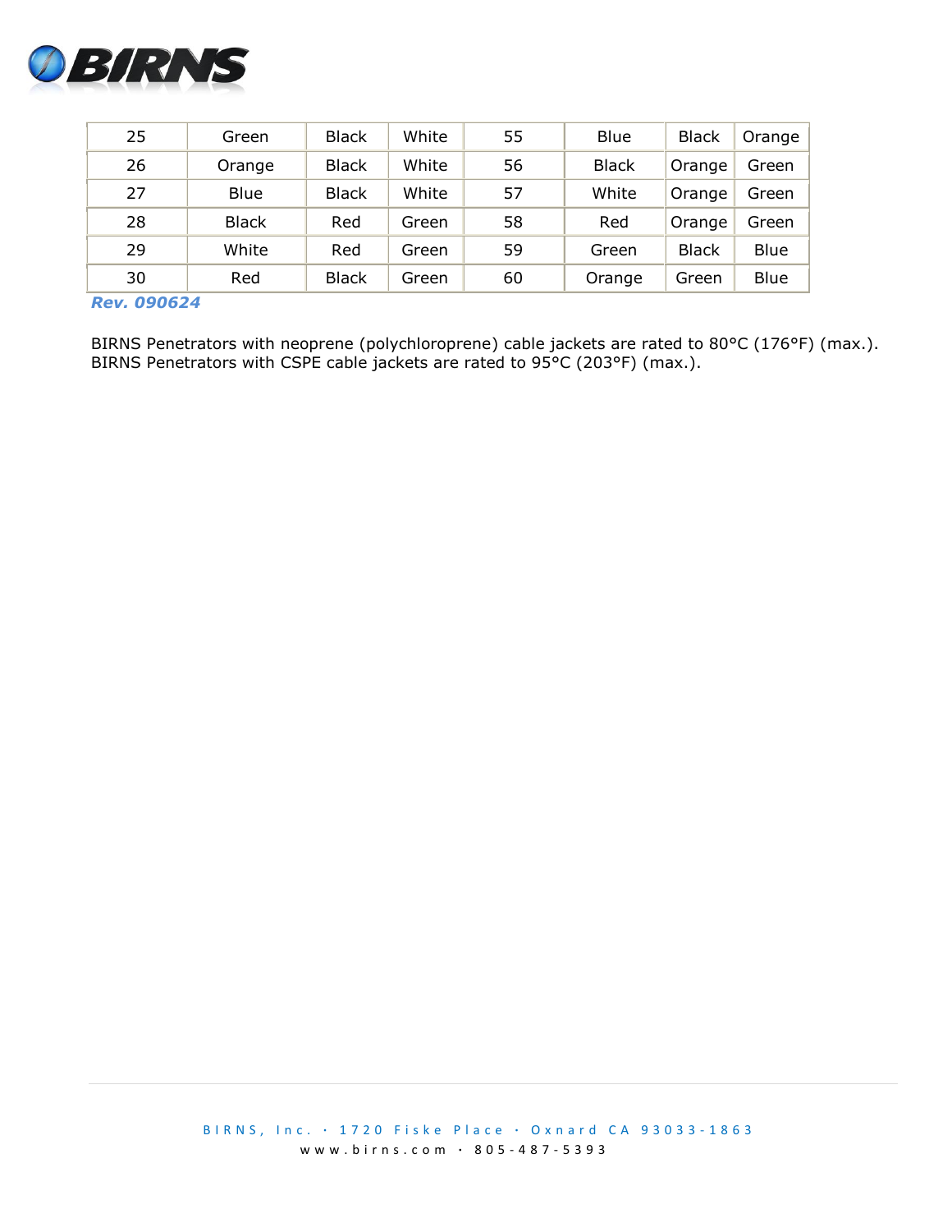| | | | | | | | |
|---|---|---|---|---|---|---|---|
| 25 | Green | Black | White | 55 | Blue | Black | Orange |
| 26 | Orange | Black | White | 56 | Black | Orange | Green |
| 27 | Blue | Black | White | 57 | White | Orange | Green |
| 28 | Black | Red | Green | 58 | Red | Orange | Green |
| 29 | White | Red | Green | 59 | Green | Black | Blue |
| 30 | Red | Black | Green | 60 | Orange | Green | Blue |

***Rev. 090624***

BIRNS Penetrators with neoprene (polychloroprene) cable jackets are rated to 80°C (176°F) (max.).
BIRNS Penetrators with CSPE cable jackets are rated to 95°C (203°F) (max.).

BIRNS, Inc. · 1720 Fiske Place · Oxnard CA 93033-1863
www.birns.com · 805-487-5393